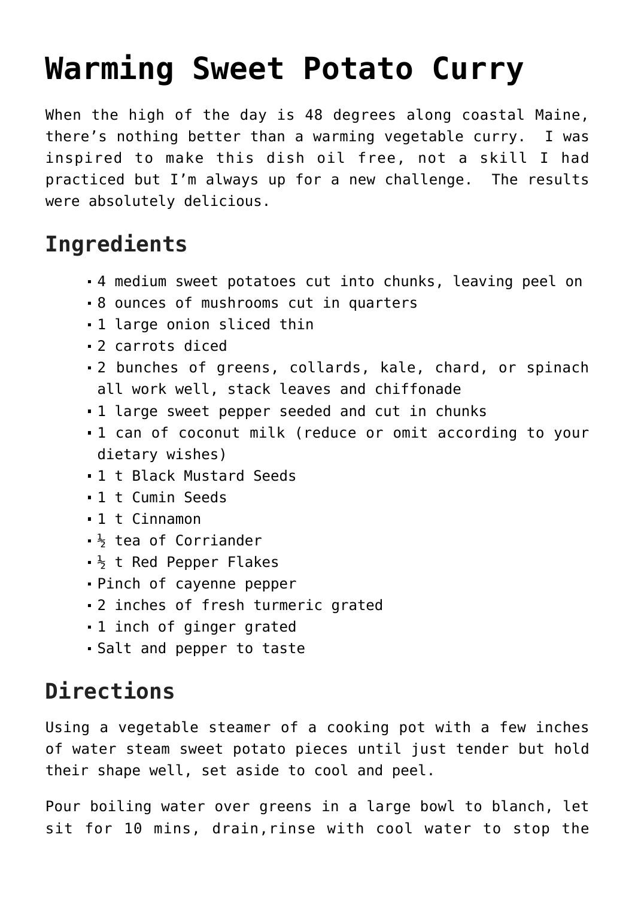# Warming Sweet Potato Curry

When the high of the day is 48 degrees along coastal Maine, there's nothing better than a warming vegetable curry. I was inspired to make this dish oil free, not a skill I had practiced but I'm always up for a new challenge. The results were absolutely delicious.

## Ingredients

- 4 medium sweet potatoes cut into chunks, leaving peel on
- 8 ounces of mushrooms cut in quarters
- 1 large onion sliced thin
- 2 carrots diced
- 2 bunches of greens, collards, kale, chard, or spinach all work well, stack leaves and chiffonade
- 1 large sweet pepper seeded and cut in chunks
- 1 can of coconut milk (reduce or omit according to your dietary wishes)
- 1 t Black Mustard Seeds
- 1 t Cumin Seeds
- 1 t Cinnamon
- ½ tea of Corriander
- ½ t Red Pepper Flakes
- Pinch of cayenne pepper
- 2 inches of fresh turmeric grated
- 1 inch of ginger grated
- Salt and pepper to taste

## Directions

Using a vegetable steamer of a cooking pot with a few inches of water steam sweet potato pieces until just tender but hold their shape well, set aside to cool and peel.

Pour boiling water over greens in a large bowl to blanch, let sit for 10 mins, drain,rinse with cool water to stop the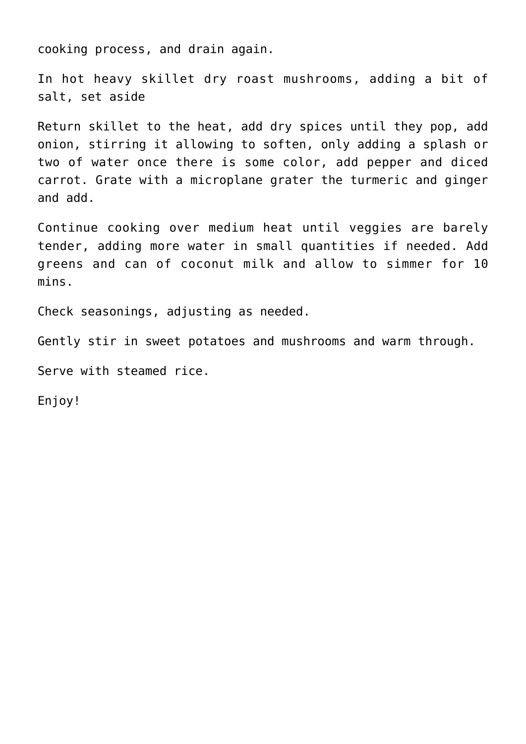cooking process, and drain again.

In hot heavy skillet dry roast mushrooms, adding a bit of salt, set aside

Return skillet to the heat, add dry spices until they pop, add onion, stirring it allowing to soften, only adding a splash or two of water once there is some color, add pepper and diced carrot. Grate with a microplane grater the turmeric and ginger and add.

Continue cooking over medium heat until veggies are barely tender, adding more water in small quantities if needed. Add greens and can of coconut milk and allow to simmer for 10 mins.

Check seasonings, adjusting as needed.

Gently stir in sweet potatoes and mushrooms and warm through.

Serve with steamed rice.

Enjoy!